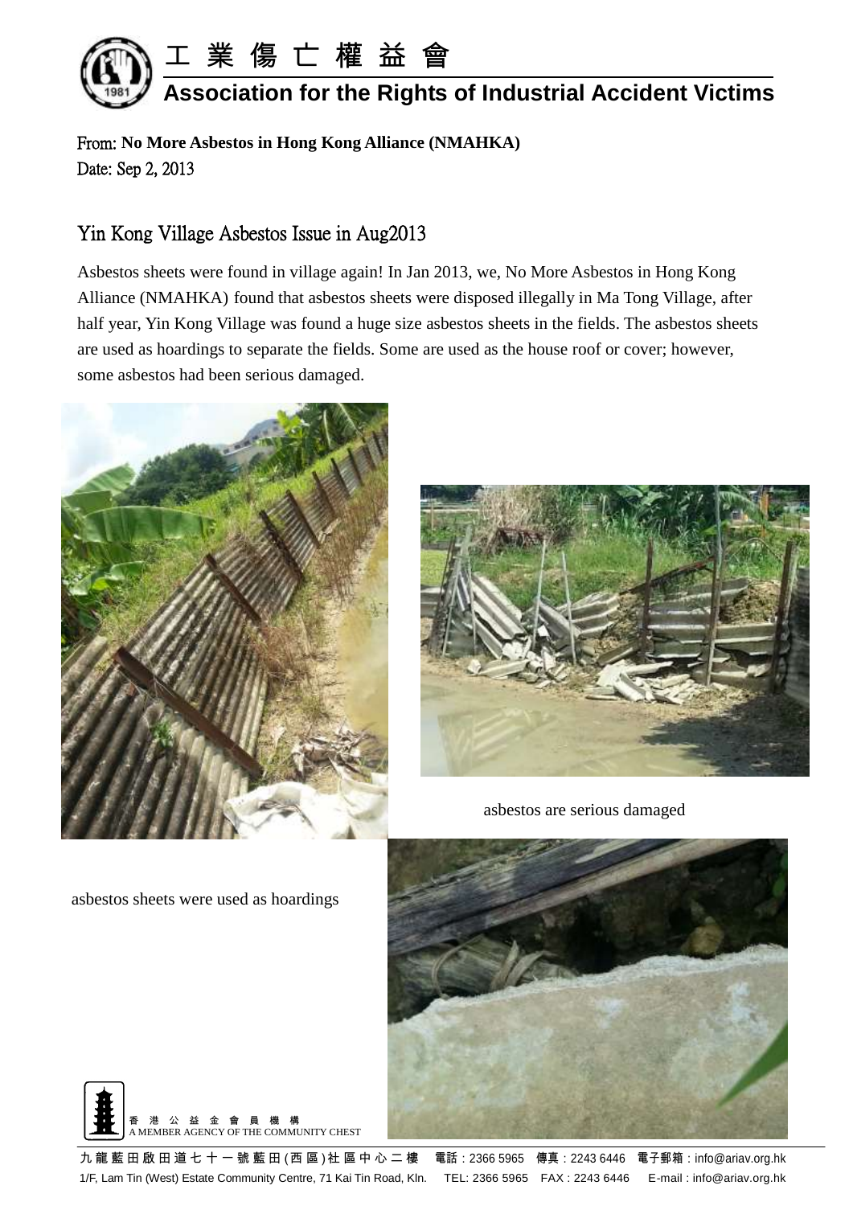# 工業傷亡權益會

## Association for the Rights of Industrial Accident Victims

From: **No More Asbestos in Hong Kong Alliance (NMAHKA)**
Date: Sep 2, 2013

### Yin Kong Village Asbestos Issue in Aug2013

Asbestos sheets were found in village again! In Jan 2013, we, No More Asbestos in Hong Kong Alliance (NMAHKA) found that asbestos sheets were disposed illegally in Ma Tong Village, after half year, Yin Kong Village was found a huge size asbestos sheets in the fields. The asbestos sheets are used as hoardings to separate the fields. Some are used as the house roof or cover; however, some asbestos had been serious damaged.

asbestos are serious damaged

asbestos sheets were used as hoardings

香港公益金會員機構
A MEMBER AGENCY OF THE COMMUNITY CHEST

九龍藍田啟田道七十一號藍田(西區)社區中心二樓　電話：2366 5965　傳真：2243 6446　電子郵箱：info@ariav.org.hk
1/F, Lam Tin (West) Estate Community Centre, 71 Kai Tin Road, Kln.　TEL: 2366 5965　FAX : 2243 6446　E-mail : info@ariav.org.hk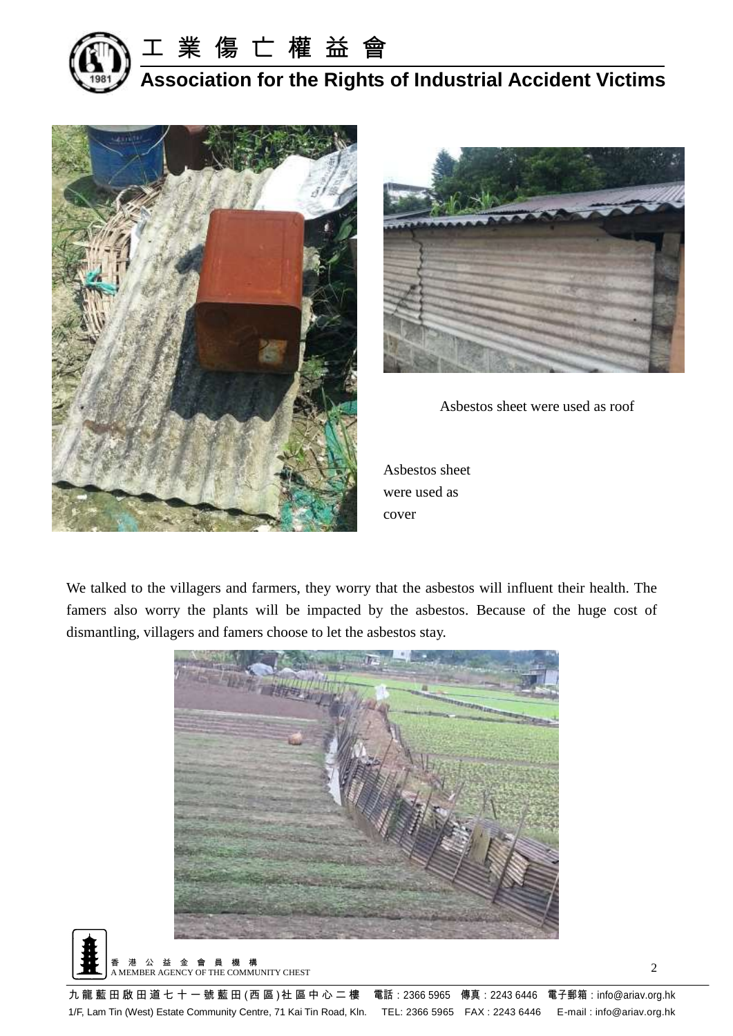Asbestos sheet were used as roof

Asbestos sheet were used as cover

We talked to the villagers and farmers, they worry that the asbestos will influent their health. The famers also worry the plants will be impacted by the asbestos. Because of the huge cost of dismantling, villagers and famers choose to let the asbestos stay.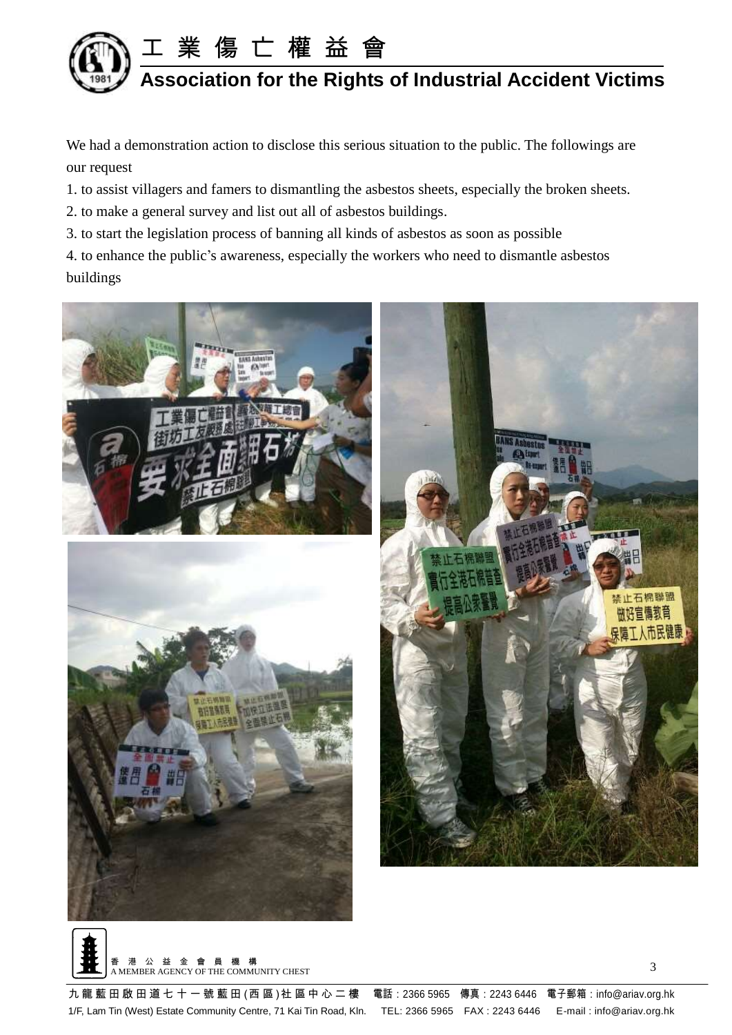We had a demonstration action to disclose this serious situation to the public. The followings are our request

1. to assist villagers and famers to dismantling the asbestos sheets, especially the broken sheets.
2. to make a general survey and list out all of asbestos buildings.
3. to start the legislation process of banning all kinds of asbestos as soon as possible
4. to enhance the public's awareness, especially the workers who need to dismantle asbestos buildings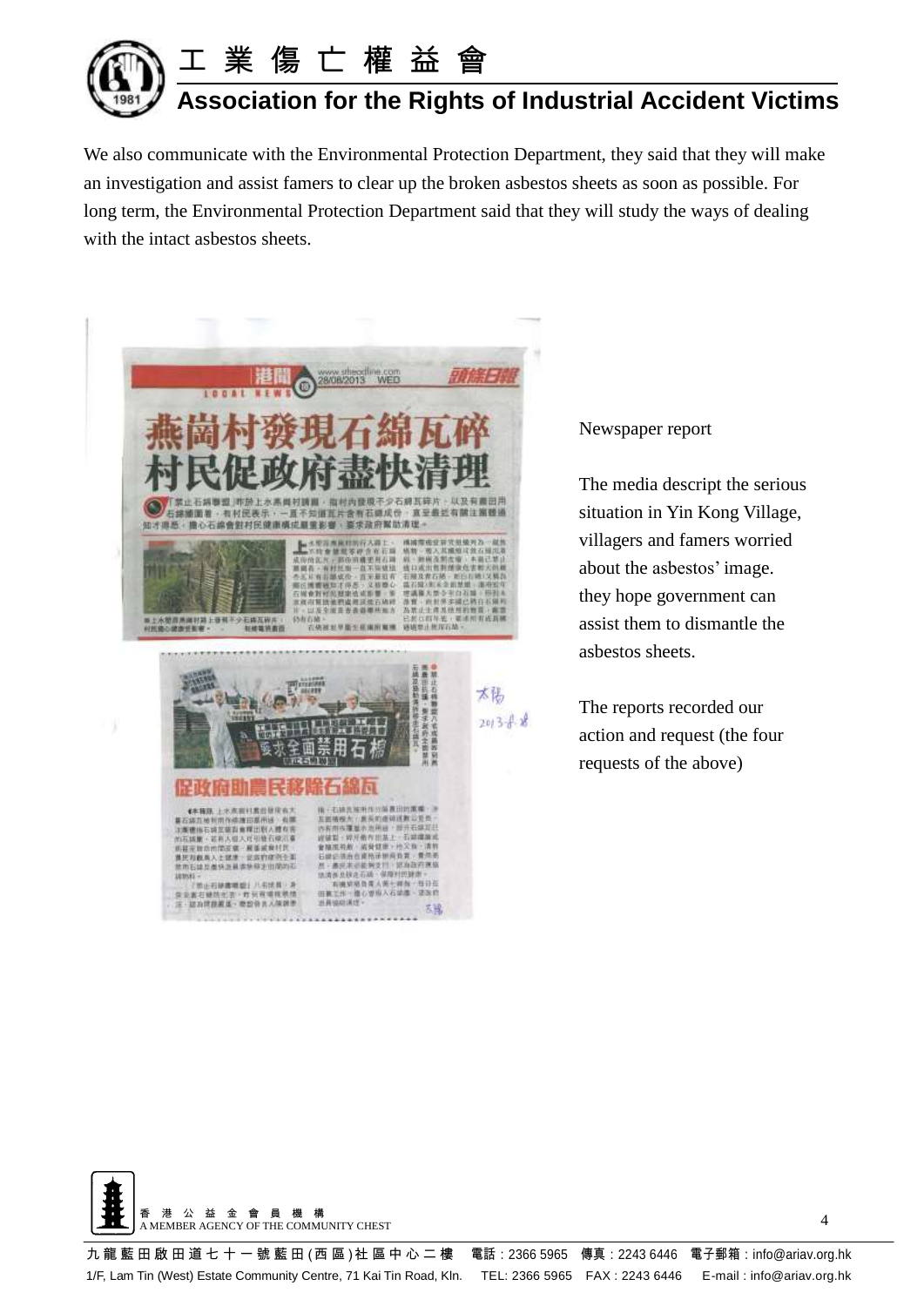We also communicate with the Environmental Protection Department, they said that they will make an investigation and assist famers to clear up the broken asbestos sheets as soon as possible. For long term, the Environmental Protection Department said that they will study the ways of dealing with the intact asbestos sheets.

Newspaper report

The media descript the serious situation in Yin Kong Village, villagers and famers worried about the asbestos' image. they hope government can assist them to dismantle the asbestos sheets.

The reports recorded our action and request (the four requests of the above)